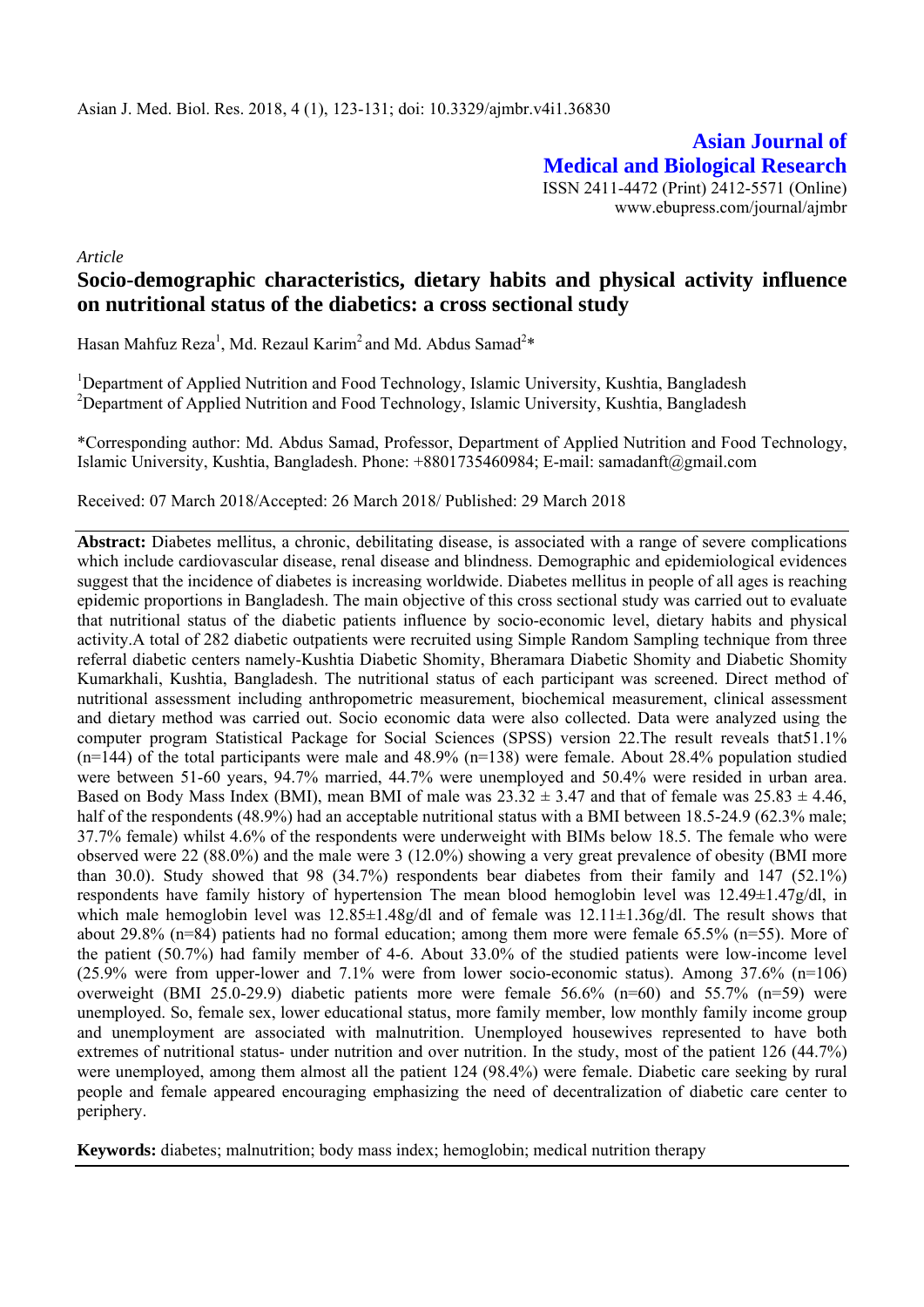Asian J. Med. Biol. Res. 2018, 4 (1), 123-131; doi: 10.3329/ajmbr.v4i1.36830

**Asian Journal of Medical and Biological Research**

ISSN 2411-4472 (Print) 2412-5571 (Online)
www.ebupress.com/journal/ajmbr

*Article*

# Socio-demographic characteristics, dietary habits and physical activity influence on nutritional status of the diabetics: a cross sectional study

Hasan Mahfuz Reza[1], Md. Rezaul Karim[2] and Md. Abdus Samad[2]*

[1]Department of Applied Nutrition and Food Technology, Islamic University, Kushtia, Bangladesh
[2]Department of Applied Nutrition and Food Technology, Islamic University, Kushtia, Bangladesh

*Corresponding author: Md. Abdus Samad, Professor, Department of Applied Nutrition and Food Technology, Islamic University, Kushtia, Bangladesh. Phone: +8801735460984; E-mail: samadanft@gmail.com

Received: 07 March 2018/Accepted: 26 March 2018/ Published: 29 March 2018

**Abstract:** Diabetes mellitus, a chronic, debilitating disease, is associated with a range of severe complications which include cardiovascular disease, renal disease and blindness. Demographic and epidemiological evidences suggest that the incidence of diabetes is increasing worldwide. Diabetes mellitus in people of all ages is reaching epidemic proportions in Bangladesh. The main objective of this cross sectional study was carried out to evaluate that nutritional status of the diabetic patients influence by socio-economic level, dietary habits and physical activity.A total of 282 diabetic outpatients were recruited using Simple Random Sampling technique from three referral diabetic centers namely-Kushtia Diabetic Shomity, Bheramara Diabetic Shomity and Diabetic Shomity Kumarkhali, Kushtia, Bangladesh. The nutritional status of each participant was screened. Direct method of nutritional assessment including anthropometric measurement, biochemical measurement, clinical assessment and dietary method was carried out. Socio economic data were also collected. Data were analyzed using the computer program Statistical Package for Social Sciences (SPSS) version 22.The result reveals that51.1% (n=144) of the total participants were male and 48.9% (n=138) were female. About 28.4% population studied were between 51-60 years, 94.7% married, 44.7% were unemployed and 50.4% were resided in urban area. Based on Body Mass Index (BMI), mean BMI of male was 23.32 ± 3.47 and that of female was 25.83 ± 4.46, half of the respondents (48.9%) had an acceptable nutritional status with a BMI between 18.5-24.9 (62.3% male; 37.7% female) whilst 4.6% of the respondents were underweight with BIMs below 18.5. The female who were observed were 22 (88.0%) and the male were 3 (12.0%) showing a very great prevalence of obesity (BMI more than 30.0). Study showed that 98 (34.7%) respondents bear diabetes from their family and 147 (52.1%) respondents have family history of hypertension The mean blood hemoglobin level was 12.49±1.47g/dl, in which male hemoglobin level was 12.85±1.48g/dl and of female was 12.11±1.36g/dl. The result shows that about 29.8% (n=84) patients had no formal education; among them more were female 65.5% (n=55). More of the patient (50.7%) had family member of 4-6. About 33.0% of the studied patients were low-income level (25.9% were from upper-lower and 7.1% were from lower socio-economic status). Among 37.6% (n=106) overweight (BMI 25.0-29.9) diabetic patients more were female 56.6% (n=60) and 55.7% (n=59) were unemployed. So, female sex, lower educational status, more family member, low monthly family income group and unemployment are associated with malnutrition. Unemployed housewives represented to have both extremes of nutritional status- under nutrition and over nutrition. In the study, most of the patient 126 (44.7%) were unemployed, among them almost all the patient 124 (98.4%) were female. Diabetic care seeking by rural people and female appeared encouraging emphasizing the need of decentralization of diabetic care center to periphery.

**Keywords:** diabetes; malnutrition; body mass index; hemoglobin; medical nutrition therapy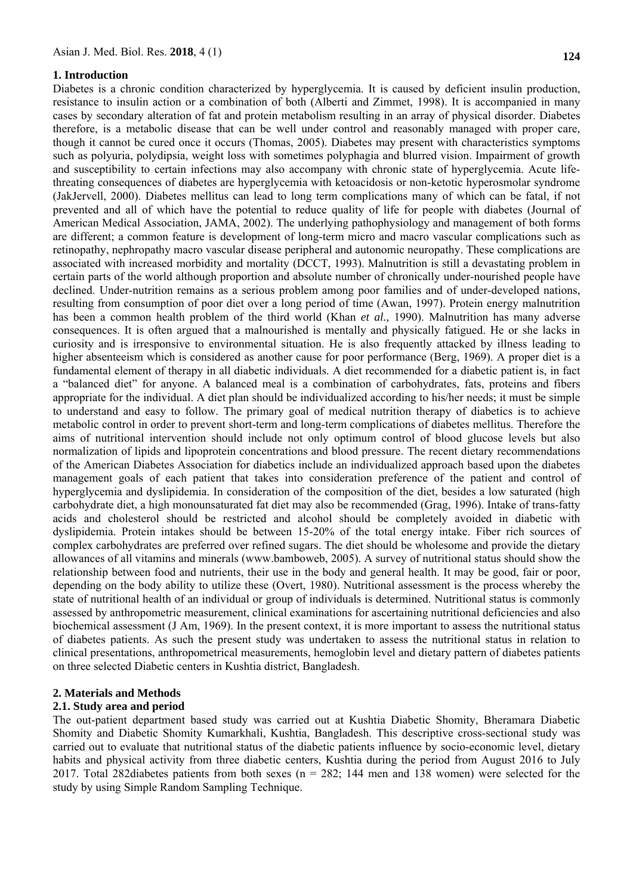## 1. Introduction

Diabetes is a chronic condition characterized by hyperglycemia. It is caused by deficient insulin production, resistance to insulin action or a combination of both (Alberti and Zimmet, 1998). It is accompanied in many cases by secondary alteration of fat and protein metabolism resulting in an array of physical disorder. Diabetes therefore, is a metabolic disease that can be well under control and reasonably managed with proper care, though it cannot be cured once it occurs (Thomas, 2005). Diabetes may present with characteristics symptoms such as polyuria, polydipsia, weight loss with sometimes polyphagia and blurred vision. Impairment of growth and susceptibility to certain infections may also accompany with chronic state of hyperglycemia. Acute life-threating consequences of diabetes are hyperglycemia with ketoacidosis or non-ketotic hyperosmolar syndrome (JakJervell, 2000). Diabetes mellitus can lead to long term complications many of which can be fatal, if not prevented and all of which have the potential to reduce quality of life for people with diabetes (Journal of American Medical Association, JAMA, 2002). The underlying pathophysiology and management of both forms are different; a common feature is development of long-term micro and macro vascular complications such as retinopathy, nephropathy macro vascular disease peripheral and autonomic neuropathy. These complications are associated with increased morbidity and mortality (DCCT, 1993). Malnutrition is still a devastating problem in certain parts of the world although proportion and absolute number of chronically under-nourished people have declined. Under-nutrition remains as a serious problem among poor families and of under-developed nations, resulting from consumption of poor diet over a long period of time (Awan, 1997). Protein energy malnutrition has been a common health problem of the third world (Khan *et al.,* 1990). Malnutrition has many adverse consequences. It is often argued that a malnourished is mentally and physically fatigued. He or she lacks in curiosity and is irresponsive to environmental situation. He is also frequently attacked by illness leading to higher absenteeism which is considered as another cause for poor performance (Berg, 1969). A proper diet is a fundamental element of therapy in all diabetic individuals. A diet recommended for a diabetic patient is, in fact a "balanced diet" for anyone. A balanced meal is a combination of carbohydrates, fats, proteins and fibers appropriate for the individual. A diet plan should be individualized according to his/her needs; it must be simple to understand and easy to follow. The primary goal of medical nutrition therapy of diabetics is to achieve metabolic control in order to prevent short-term and long-term complications of diabetes mellitus. Therefore the aims of nutritional intervention should include not only optimum control of blood glucose levels but also normalization of lipids and lipoprotein concentrations and blood pressure. The recent dietary recommendations of the American Diabetes Association for diabetics include an individualized approach based upon the diabetes management goals of each patient that takes into consideration preference of the patient and control of hyperglycemia and dyslipidemia. In consideration of the composition of the diet, besides a low saturated (high carbohydrate diet, a high monounsaturated fat diet may also be recommended (Grag, 1996). Intake of trans-fatty acids and cholesterol should be restricted and alcohol should be completely avoided in diabetic with dyslipidemia. Protein intakes should be between 15-20% of the total energy intake. Fiber rich sources of complex carbohydrates are preferred over refined sugars. The diet should be wholesome and provide the dietary allowances of all vitamins and minerals (www.bamboweb, 2005). A survey of nutritional status should show the relationship between food and nutrients, their use in the body and general health. It may be good, fair or poor, depending on the body ability to utilize these (Overt, 1980). Nutritional assessment is the process whereby the state of nutritional health of an individual or group of individuals is determined. Nutritional status is commonly assessed by anthropometric measurement, clinical examinations for ascertaining nutritional deficiencies and also biochemical assessment (J Am, 1969). In the present context, it is more important to assess the nutritional status of diabetes patients. As such the present study was undertaken to assess the nutritional status in relation to clinical presentations, anthropometrical measurements, hemoglobin level and dietary pattern of diabetes patients on three selected Diabetic centers in Kushtia district, Bangladesh.

## 2. Materials and Methods

### 2.1. Study area and period

The out-patient department based study was carried out at Kushtia Diabetic Shomity, Bheramara Diabetic Shomity and Diabetic Shomity Kumarkhali, Kushtia, Bangladesh. This descriptive cross-sectional study was carried out to evaluate that nutritional status of the diabetic patients influence by socio-economic level, dietary habits and physical activity from three diabetic centers, Kushtia during the period from August 2016 to July 2017. Total 282diabetes patients from both sexes (n = 282; 144 men and 138 women) were selected for the study by using Simple Random Sampling Technique.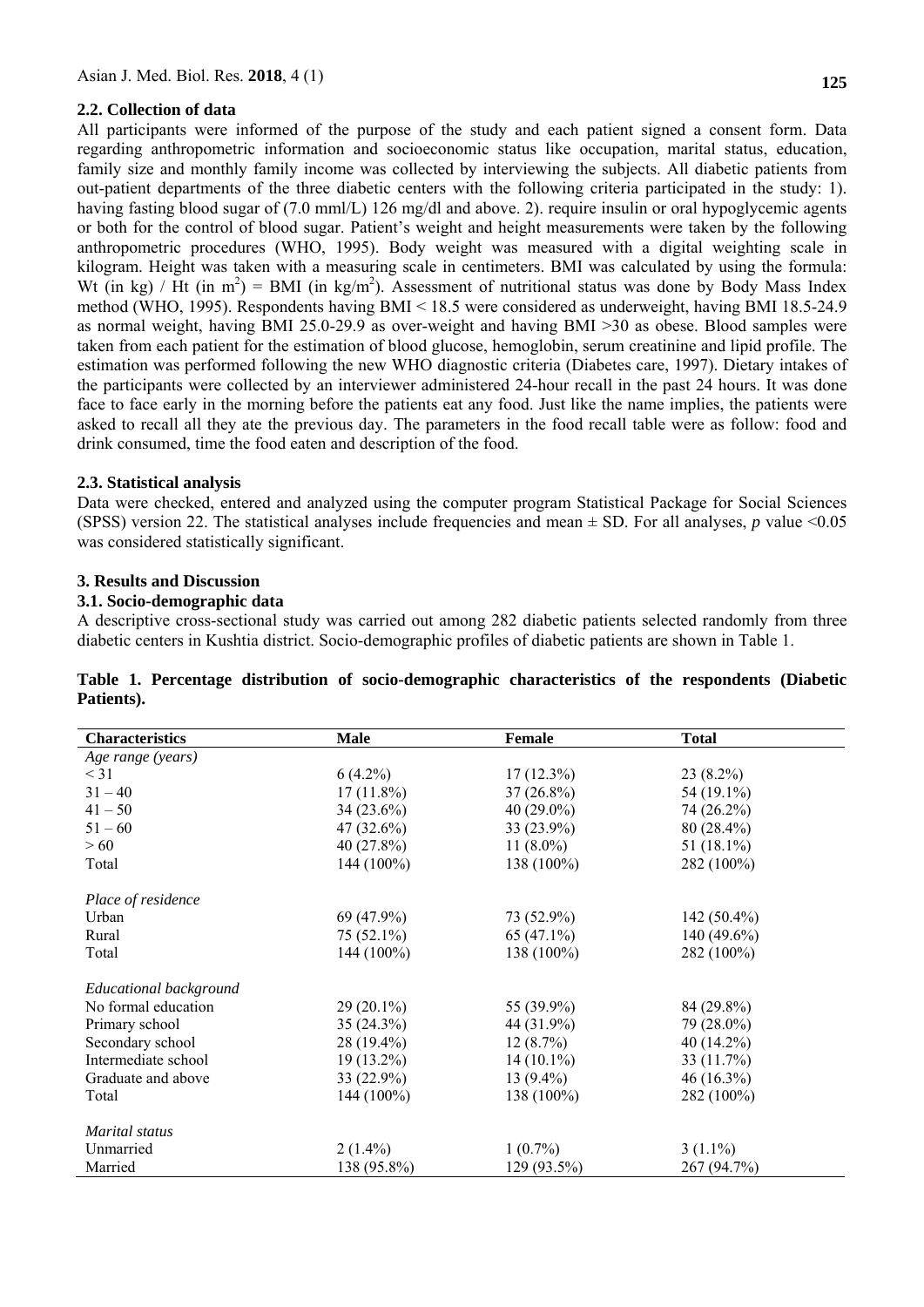### 2.2. Collection of data

All participants were informed of the purpose of the study and each patient signed a consent form. Data regarding anthropometric information and socioeconomic status like occupation, marital status, education, family size and monthly family income was collected by interviewing the subjects. All diabetic patients from out-patient departments of the three diabetic centers with the following criteria participated in the study: 1). having fasting blood sugar of (7.0 mml/L) 126 mg/dl and above. 2). require insulin or oral hypoglycemic agents or both for the control of blood sugar. Patient's weight and height measurements were taken by the following anthropometric procedures (WHO, 1995). Body weight was measured with a digital weighting scale in kilogram. Height was taken with a measuring scale in centimeters. BMI was calculated by using the formula: Wt (in kg) / Ht (in $m^2$) = BMI (in $kg/m^2$). Assessment of nutritional status was done by Body Mass Index method (WHO, 1995). Respondents having BMI < 18.5 were considered as underweight, having BMI 18.5-24.9 as normal weight, having BMI 25.0-29.9 as over-weight and having BMI >30 as obese. Blood samples were taken from each patient for the estimation of blood glucose, hemoglobin, serum creatinine and lipid profile. The estimation was performed following the new WHO diagnostic criteria (Diabetes care, 1997). Dietary intakes of the participants were collected by an interviewer administered 24-hour recall in the past 24 hours. It was done face to face early in the morning before the patients eat any food. Just like the name implies, the patients were asked to recall all they ate the previous day. The parameters in the food recall table were as follow: food and drink consumed, time the food eaten and description of the food.

### 2.3. Statistical analysis

Data were checked, entered and analyzed using the computer program Statistical Package for Social Sciences (SPSS) version 22. The statistical analyses include frequencies and mean ± SD. For all analyses, $p$ value <0.05 was considered statistically significant.

## 3. Results and Discussion

### 3.1. Socio-demographic data

A descriptive cross-sectional study was carried out among 282 diabetic patients selected randomly from three diabetic centers in Kushtia district. Socio-demographic profiles of diabetic patients are shown in Table 1.

**Table 1. Percentage distribution of socio-demographic characteristics of the respondents (Diabetic Patients).**

| Characteristics | Male | Female | Total |
|---|---|---|---|
| *Age range (years)* | | | |
| < 31 | 6 (4.2%) | 17 (12.3%) | 23 (8.2%) |
| 31 – 40 | 17 (11.8%) | 37 (26.8%) | 54 (19.1%) |
| 41 – 50 | 34 (23.6%) | 40 (29.0%) | 74 (26.2%) |
| 51 – 60 | 47 (32.6%) | 33 (23.9%) | 80 (28.4%) |
| > 60 | 40 (27.8%) | 11 (8.0%) | 51 (18.1%) |
| Total | 144 (100%) | 138 (100%) | 282 (100%) |
| *Place of residence* | | | |
| Urban | 69 (47.9%) | 73 (52.9%) | 142 (50.4%) |
| Rural | 75 (52.1%) | 65 (47.1%) | 140 (49.6%) |
| Total | 144 (100%) | 138 (100%) | 282 (100%) |
| *Educational background* | | | |
| No formal education | 29 (20.1%) | 55 (39.9%) | 84 (29.8%) |
| Primary school | 35 (24.3%) | 44 (31.9%) | 79 (28.0%) |
| Secondary school | 28 (19.4%) | 12 (8.7%) | 40 (14.2%) |
| Intermediate school | 19 (13.2%) | 14 (10.1%) | 33 (11.7%) |
| Graduate and above | 33 (22.9%) | 13 (9.4%) | 46 (16.3%) |
| Total | 144 (100%) | 138 (100%) | 282 (100%) |
| *Marital status* | | | |
| Unmarried | 2 (1.4%) | 1 (0.7%) | 3 (1.1%) |
| Married | 138 (95.8%) | 129 (93.5%) | 267 (94.7%) |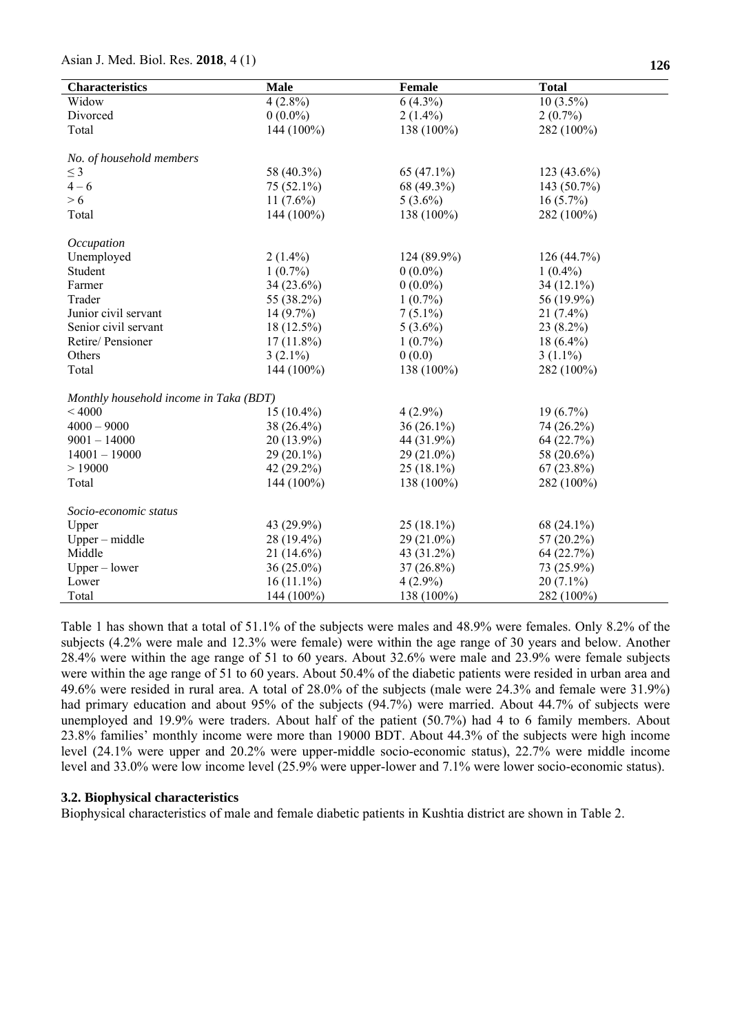| Characteristics | Male | Female | Total |
|---|---|---|---|
| Widow | 4 (2.8%) | 6 (4.3%) | 10 (3.5%) |
| Divorced | 0 (0.0%) | 2 (1.4%) | 2 (0.7%) |
| Total | 144 (100%) | 138 (100%) | 282 (100%) |
| *No. of household members* | | | |
| ≤ 3 | 58 (40.3%) | 65 (47.1%) | 123 (43.6%) |
| 4 – 6 | 75 (52.1%) | 68 (49.3%) | 143 (50.7%) |
| > 6 | 11 (7.6%) | 5 (3.6%) | 16 (5.7%) |
| Total | 144 (100%) | 138 (100%) | 282 (100%) |
| *Occupation* | | | |
| Unemployed | 2 (1.4%) | 124 (89.9%) | 126 (44.7%) |
| Student | 1 (0.7%) | 0 (0.0%) | 1 (0.4%) |
| Farmer | 34 (23.6%) | 0 (0.0%) | 34 (12.1%) |
| Trader | 55 (38.2%) | 1 (0.7%) | 56 (19.9%) |
| Junior civil servant | 14 (9.7%) | 7 (5.1%) | 21 (7.4%) |
| Senior civil servant | 18 (12.5%) | 5 (3.6%) | 23 (8.2%) |
| Retire/ Pensioner | 17 (11.8%) | 1 (0.7%) | 18 (6.4%) |
| Others | 3 (2.1%) | 0 (0.0) | 3 (1.1%) |
| Total | 144 (100%) | 138 (100%) | 282 (100%) |
| *Monthly household income in Taka (BDT)* | | | |
| < 4000 | 15 (10.4%) | 4 (2.9%) | 19 (6.7%) |
| 4000 – 9000 | 38 (26.4%) | 36 (26.1%) | 74 (26.2%) |
| 9001 – 14000 | 20 (13.9%) | 44 (31.9%) | 64 (22.7%) |
| 14001 – 19000 | 29 (20.1%) | 29 (21.0%) | 58 (20.6%) |
| > 19000 | 42 (29.2%) | 25 (18.1%) | 67 (23.8%) |
| Total | 144 (100%) | 138 (100%) | 282 (100%) |
| *Socio-economic status* | | | |
| Upper | 43 (29.9%) | 25 (18.1%) | 68 (24.1%) |
| Upper – middle | 28 (19.4%) | 29 (21.0%) | 57 (20.2%) |
| Middle | 21 (14.6%) | 43 (31.2%) | 64 (22.7%) |
| Upper – lower | 36 (25.0%) | 37 (26.8%) | 73 (25.9%) |
| Lower | 16 (11.1%) | 4 (2.9%) | 20 (7.1%) |
| Total | 144 (100%) | 138 (100%) | 282 (100%) |

Table 1 has shown that a total of 51.1% of the subjects were males and 48.9% were females. Only 8.2% of the subjects (4.2% were male and 12.3% were female) were within the age range of 30 years and below. Another 28.4% were within the age range of 51 to 60 years. About 32.6% were male and 23.9% were female subjects were within the age range of 51 to 60 years. About 50.4% of the diabetic patients were resided in urban area and 49.6% were resided in rural area. A total of 28.0% of the subjects (male were 24.3% and female were 31.9%) had primary education and about 95% of the subjects (94.7%) were married. About 44.7% of subjects were unemployed and 19.9% were traders. About half of the patient (50.7%) had 4 to 6 family members. About 23.8% families' monthly income were more than 19000 BDT. About 44.3% of the subjects were high income level (24.1% were upper and 20.2% were upper-middle socio-economic status), 22.7% were middle income level and 33.0% were low income level (25.9% were upper-lower and 7.1% were lower socio-economic status).

### 3.2. Biophysical characteristics

Biophysical characteristics of male and female diabetic patients in Kushtia district are shown in Table 2.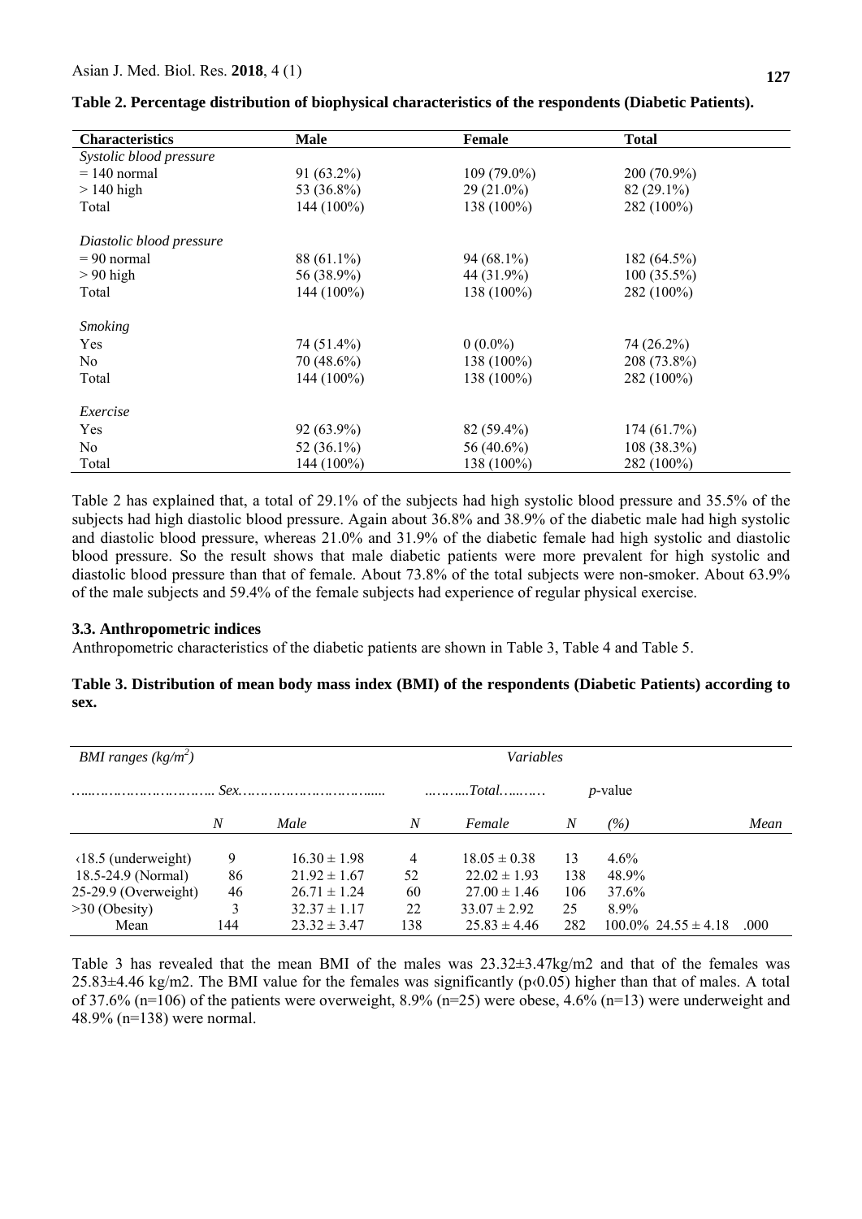**Table 2. Percentage distribution of biophysical characteristics of the respondents (Diabetic Patients).**

| Characteristics | Male | Female | Total |
|---|---|---|---|
| *Systolic blood pressure* | | | |
| = 140 normal | 91 (63.2%) | 109 (79.0%) | 200 (70.9%) |
| > 140 high | 53 (36.8%) | 29 (21.0%) | 82 (29.1%) |
| Total | 144 (100%) | 138 (100%) | 282 (100%) |
| *Diastolic blood pressure* | | | |
| = 90 normal | 88 (61.1%) | 94 (68.1%) | 182 (64.5%) |
| > 90 high | 56 (38.9%) | 44 (31.9%) | 100 (35.5%) |
| Total | 144 (100%) | 138 (100%) | 282 (100%) |
| *Smoking* | | | |
| Yes | 74 (51.4%) | 0 (0.0%) | 74 (26.2%) |
| No | 70 (48.6%) | 138 (100%) | 208 (73.8%) |
| Total | 144 (100%) | 138 (100%) | 282 (100%) |
| *Exercise* | | | |
| Yes | 92 (63.9%) | 82 (59.4%) | 174 (61.7%) |
| No | 52 (36.1%) | 56 (40.6%) | 108 (38.3%) |
| Total | 144 (100%) | 138 (100%) | 282 (100%) |

Table 2 has explained that, a total of 29.1% of the subjects had high systolic blood pressure and 35.5% of the subjects had high diastolic blood pressure. Again about 36.8% and 38.9% of the diabetic male had high systolic and diastolic blood pressure, whereas 21.0% and 31.9% of the diabetic female had high systolic and diastolic blood pressure. So the result shows that male diabetic patients were more prevalent for high systolic and diastolic blood pressure than that of female. About 73.8% of the total subjects were non-smoker. About 63.9% of the male subjects and 59.4% of the female subjects had experience of regular physical exercise.

### 3.3. Anthropometric indices

Anthropometric characteristics of the diabetic patients are shown in Table 3, Table 4 and Table 5.

**Table 3. Distribution of mean body mass index (BMI) of the respondents (Diabetic Patients) according to sex.**

| *BMI ranges ($kg/m^2$)* | *Variables* | | | | | | | |
|---|---|---|---|---|---|---|---|---|
| | *Sex* | | | | *Total* | | *p*-value | |
| | *N* | *Male* | *N* | *Female* | *N* | *(%)* | *Mean* | |
| ‹18.5 (underweight) | 9 | 16.30 ± 1.98 | 4 | 18.05 ± 0.38 | 13 | 4.6% | | |
| 18.5-24.9 (Normal) | 86 | 21.92 ± 1.67 | 52 | 22.02 ± 1.93 | 138 | 48.9% | | |
| 25-29.9 (Overweight) | 46 | 26.71 ± 1.24 | 60 | 27.00 ± 1.46 | 106 | 37.6% | | |
| >30 (Obesity) | 3 | 32.37 ± 1.17 | 22 | 33.07 ± 2.92 | 25 | 8.9% | | |
| Mean | 144 | 23.32 ± 3.47 | 138 | 25.83 ± 4.46 | 282 | 100.0% | 24.55 ± 4.18 | .000 |

Table 3 has revealed that the mean BMI of the males was 23.32±3.47kg/m2 and that of the females was 25.83±4.46 kg/m2. The BMI value for the females was significantly ($p < 0.05$) higher than that of males. A total of 37.6% (n=106) of the patients were overweight, 8.9% (n=25) were obese, 4.6% (n=13) were underweight and 48.9% (n=138) were normal.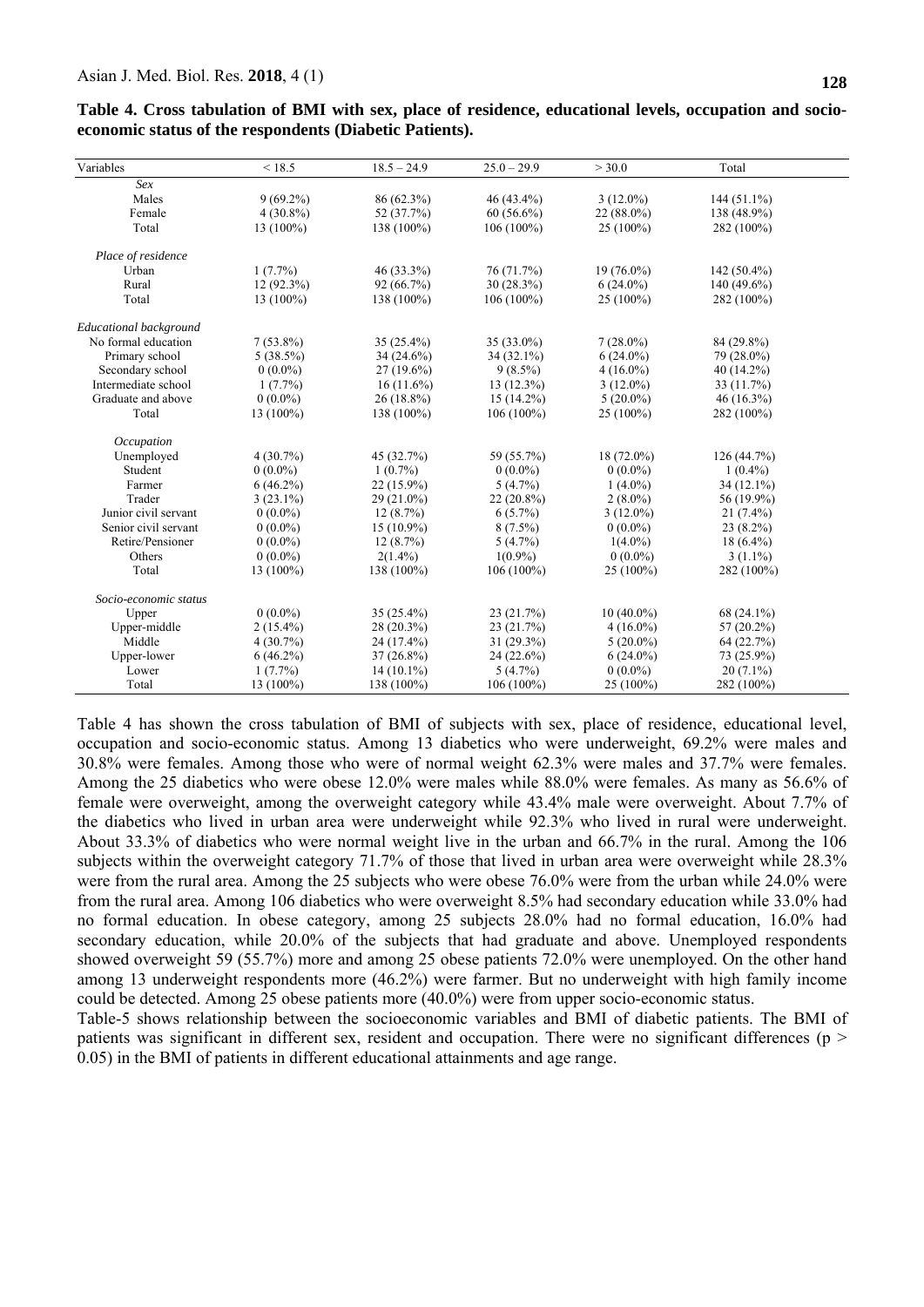**Table 4. Cross tabulation of BMI with sex, place of residence, educational levels, occupation and socio-economic status of the respondents (Diabetic Patients).**

| Variables | < 18.5 | 18.5 – 24.9 | 25.0 – 29.9 | > 30.0 | Total |
|---|---|---|---|---|---|
| *Sex* | | | | | |
| Males | 9 (69.2%) | 86 (62.3%) | 46 (43.4%) | 3 (12.0%) | 144 (51.1%) |
| Female | 4 (30.8%) | 52 (37.7%) | 60 (56.6%) | 22 (88.0%) | 138 (48.9%) |
| Total | 13 (100%) | 138 (100%) | 106 (100%) | 25 (100%) | 282 (100%) |
| *Place of residence* | | | | | |
| Urban | 1 (7.7%) | 46 (33.3%) | 76 (71.7%) | 19 (76.0%) | 142 (50.4%) |
| Rural | 12 (92.3%) | 92 (66.7%) | 30 (28.3%) | 6 (24.0%) | 140 (49.6%) |
| Total | 13 (100%) | 138 (100%) | 106 (100%) | 25 (100%) | 282 (100%) |
| *Educational background* | | | | | |
| No formal education | 7 (53.8%) | 35 (25.4%) | 35 (33.0%) | 7 (28.0%) | 84 (29.8%) |
| Primary school | 5 (38.5%) | 34 (24.6%) | 34 (32.1%) | 6 (24.0%) | 79 (28.0%) |
| Secondary school | 0 (0.0%) | 27 (19.6%) | 9 (8.5%) | 4 (16.0%) | 40 (14.2%) |
| Intermediate school | 1 (7.7%) | 16 (11.6%) | 13 (12.3%) | 3 (12.0%) | 33 (11.7%) |
| Graduate and above | 0 (0.0%) | 26 (18.8%) | 15 (14.2%) | 5 (20.0%) | 46 (16.3%) |
| Total | 13 (100%) | 138 (100%) | 106 (100%) | 25 (100%) | 282 (100%) |
| *Occupation* | | | | | |
| Unemployed | 4 (30.7%) | 45 (32.7%) | 59 (55.7%) | 18 (72.0%) | 126 (44.7%) |
| Student | 0 (0.0%) | 1 (0.7%) | 0 (0.0%) | 0 (0.0%) | 1 (0.4%) |
| Farmer | 6 (46.2%) | 22 (15.9%) | 5 (4.7%) | 1 (4.0%) | 34 (12.1%) |
| Trader | 3 (23.1%) | 29 (21.0%) | 22 (20.8%) | 2 (8.0%) | 56 (19.9%) |
| Junior civil servant | 0 (0.0%) | 12 (8.7%) | 6 (5.7%) | 3 (12.0%) | 21 (7.4%) |
| Senior civil servant | 0 (0.0%) | 15 (10.9%) | 8 (7.5%) | 0 (0.0%) | 23 (8.2%) |
| Retire/Pensioner | 0 (0.0%) | 12 (8.7%) | 5 (4.7%) | 1(4.0%) | 18 (6.4%) |
| Others | 0 (0.0%) | 2(1.4%) | 1(0.9%) | 0 (0.0%) | 3 (1.1%) |
| Total | 13 (100%) | 138 (100%) | 106 (100%) | 25 (100%) | 282 (100%) |
| *Socio-economic status* | | | | | |
| Upper | 0 (0.0%) | 35 (25.4%) | 23 (21.7%) | 10 (40.0%) | 68 (24.1%) |
| Upper-middle | 2 (15.4%) | 28 (20.3%) | 23 (21.7%) | 4 (16.0%) | 57 (20.2%) |
| Middle | 4 (30.7%) | 24 (17.4%) | 31 (29.3%) | 5 (20.0%) | 64 (22.7%) |
| Upper-lower | 6 (46.2%) | 37 (26.8%) | 24 (22.6%) | 6 (24.0%) | 73 (25.9%) |
| Lower | 1 (7.7%) | 14 (10.1%) | 5 (4.7%) | 0 (0.0%) | 20 (7.1%) |
| Total | 13 (100%) | 138 (100%) | 106 (100%) | 25 (100%) | 282 (100%) |

Table 4 has shown the cross tabulation of BMI of subjects with sex, place of residence, educational level, occupation and socio-economic status. Among 13 diabetics who were underweight, 69.2% were males and 30.8% were females. Among those who were of normal weight 62.3% were males and 37.7% were females. Among the 25 diabetics who were obese 12.0% were males while 88.0% were females. As many as 56.6% of female were overweight, among the overweight category while 43.4% male were overweight. About 7.7% of the diabetics who lived in urban area were underweight while 92.3% who lived in rural were underweight. About 33.3% of diabetics who were normal weight live in the urban and 66.7% in the rural. Among the 106 subjects within the overweight category 71.7% of those that lived in urban area were overweight while 28.3% were from the rural area. Among the 25 subjects who were obese 76.0% were from the urban while 24.0% were from the rural area. Among 106 diabetics who were overweight 8.5% had secondary education while 33.0% had no formal education. In obese category, among 25 subjects 28.0% had no formal education, 16.0% had secondary education, while 20.0% of the subjects that had graduate and above. Unemployed respondents showed overweight 59 (55.7%) more and among 25 obese patients 72.0% were unemployed. On the other hand among 13 underweight respondents more (46.2%) were farmer. But no underweight with high family income could be detected. Among 25 obese patients more (40.0%) were from upper socio-economic status.

Table-5 shows relationship between the socioeconomic variables and BMI of diabetic patients. The BMI of patients was significant in different sex, resident and occupation. There were no significant differences ($p > 0.05$) in the BMI of patients in different educational attainments and age range.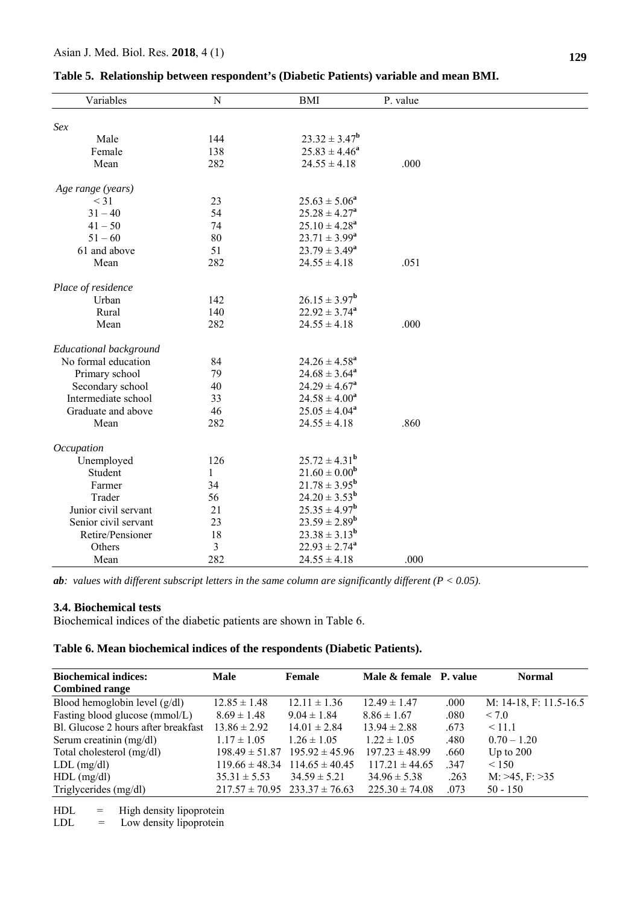**Table 5. Relationship between respondent's (Diabetic Patients) variable and mean BMI.**

| Variables | N | BMI | P. value |
|---|---|---|---|
| *Sex* | | | |
| Male | 144 | $23.32 \pm 3.47^{b}$ | |
| Female | 138 | $25.83 \pm 4.46^{a}$ | |
| Mean | 282 | $24.55 \pm 4.18$ | .000 |
| *Age range (years)* | | | |
| < 31 | 23 | $25.63 \pm 5.06^{a}$ | |
| 31 – 40 | 54 | $25.28 \pm 4.27^{a}$ | |
| 41 – 50 | 74 | $25.10 \pm 4.28^{a}$ | |
| 51 – 60 | 80 | $23.71 \pm 3.99^{a}$ | |
| 61 and above | 51 | $23.79 \pm 3.49^{a}$ | |
| Mean | 282 | $24.55 \pm 4.18$ | .051 |
| *Place of residence* | | | |
| Urban | 142 | $26.15 \pm 3.97^{b}$ | |
| Rural | 140 | $22.92 \pm 3.74^{a}$ | |
| Mean | 282 | $24.55 \pm 4.18$ | .000 |
| *Educational background* | | | |
| No formal education | 84 | $24.26 \pm 4.58^{a}$ | |
| Primary school | 79 | $24.68 \pm 3.64^{a}$ | |
| Secondary school | 40 | $24.29 \pm 4.67^{a}$ | |
| Intermediate school | 33 | $24.58 \pm 4.00^{a}$ | |
| Graduate and above | 46 | $25.05 \pm 4.04^{a}$ | |
| Mean | 282 | $24.55 \pm 4.18$ | .860 |
| *Occupation* | | | |
| Unemployed | 126 | $25.72 \pm 4.31^{b}$ | |
| Student | 1 | $21.60 \pm 0.00^{b}$ | |
| Farmer | 34 | $21.78 \pm 3.95^{b}$ | |
| Trader | 56 | $24.20 \pm 3.53^{b}$ | |
| Junior civil servant | 21 | $25.35 \pm 4.97^{b}$ | |
| Senior civil servant | 23 | $23.59 \pm 2.89^{b}$ | |
| Retire/Pensioner | 18 | $23.38 \pm 3.13^{b}$ | |
| Others | 3 | $22.93 \pm 2.74^{a}$ | |
| Mean | 282 | $24.55 \pm 4.18$ | .000 |

***ab**: values with different subscript letters in the same column are significantly different ($P < 0.05$).*

### 3.4. Biochemical tests

Biochemical indices of the diabetic patients are shown in Table 6.

**Table 6. Mean biochemical indices of the respondents (Diabetic Patients).**

| Biochemical indices: Combined range | Male | Female | Male & female | P. value | Normal |
|---|---|---|---|---|---|
| Blood hemoglobin level (g/dl) | 12.85 ± 1.48 | 12.11 ± 1.36 | 12.49 ± 1.47 | .000 | M: 14-18, F: 11.5-16.5 |
| Fasting blood glucose (mmol/L) | 8.69 ± 1.48 | 9.04 ± 1.84 | 8.86 ± 1.67 | .080 | < 7.0 |
| Bl. Glucose 2 hours after breakfast | 13.86 ± 2.92 | 14.01 ± 2.84 | 13.94 ± 2.88 | .673 | < 11.1 |
| Serum creatinin (mg/dl) | 1.17 ± 1.05 | 1.26 ± 1.05 | 1.22 ± 1.05 | .480 | 0.70 – 1.20 |
| Total cholesterol (mg/dl) | 198.49 ± 51.87 | 195.92 ± 45.96 | 197.23 ± 48.99 | .660 | Up to 200 |
| LDL (mg/dl) | 119.66 ± 48.34 | 114.65 ± 40.45 | 117.21 ± 44.65 | .347 | < 150 |
| HDL (mg/dl) | 35.31 ± 5.53 | 34.59 ± 5.21 | 34.96 ± 5.38 | .263 | M: >45, F: >35 |
| Triglycerides (mg/dl) | 217.57 ± 70.95 | 233.37 ± 76.63 | 225.30 ± 74.08 | .073 | 50 - 150 |

HDL = High density lipoprotein
LDL = Low density lipoprotein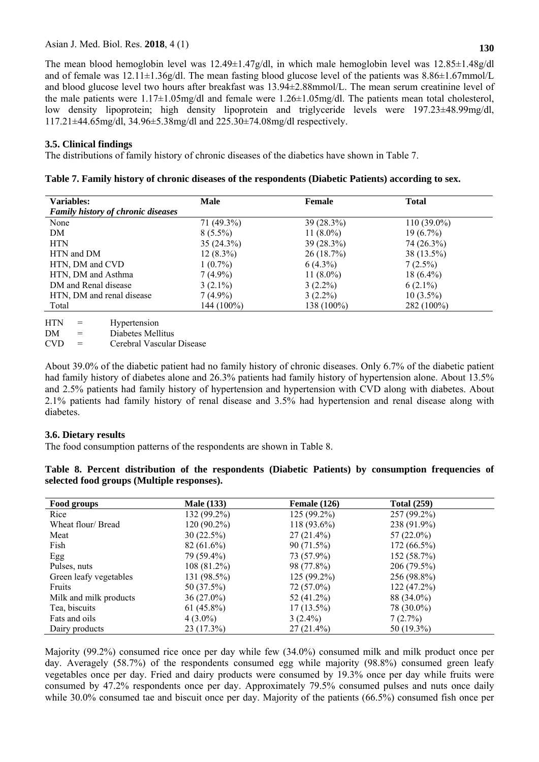The mean blood hemoglobin level was 12.49±1.47g/dl, in which male hemoglobin level was 12.85±1.48g/dl and of female was 12.11±1.36g/dl. The mean fasting blood glucose level of the patients was 8.86±1.67mmol/L and blood glucose level two hours after breakfast was 13.94±2.88mmol/L. The mean serum creatinine level of the male patients were 1.17±1.05mg/dl and female were 1.26±1.05mg/dl. The patients mean total cholesterol, low density lipoprotein; high density lipoprotein and triglyceride levels were 197.23±48.99mg/dl, 117.21±44.65mg/dl, 34.96±5.38mg/dl and 225.30±74.08mg/dl respectively.

### 3.5. Clinical findings

The distributions of family history of chronic diseases of the diabetics have shown in Table 7.

**Table 7. Family history of chronic diseases of the respondents (Diabetic Patients) according to sex.**

| Variables: *Family history of chronic diseases* | Male | Female | Total |
|---|---|---|---|
| None | 71 (49.3%) | 39 (28.3%) | 110 (39.0%) |
| DM | 8 (5.5%) | 11 (8.0%) | 19 (6.7%) |
| HTN | 35 (24.3%) | 39 (28.3%) | 74 (26.3%) |
| HTN and DM | 12 (8.3%) | 26 (18.7%) | 38 (13.5%) |
| HTN, DM and CVD | 1 (0.7%) | 6 (4.3%) | 7 (2.5%) |
| HTN, DM and Asthma | 7 (4.9%) | 11 (8.0%) | 18 (6.4%) |
| DM and Renal disease | 3 (2.1%) | 3 (2.2%) | 6 (2.1%) |
| HTN, DM and renal disease | 7 (4.9%) | 3 (2.2%) | 10 (3.5%) |
| Total | 144 (100%) | 138 (100%) | 282 (100%) |

HTN = Hypertension
DM = Diabetes Mellitus
CVD = Cerebral Vascular Disease

About 39.0% of the diabetic patient had no family history of chronic diseases. Only 6.7% of the diabetic patient had family history of diabetes alone and 26.3% patients had family history of hypertension alone. About 13.5% and 2.5% patients had family history of hypertension and hypertension with CVD along with diabetes. About 2.1% patients had family history of renal disease and 3.5% had hypertension and renal disease along with diabetes.

### 3.6. Dietary results

The food consumption patterns of the respondents are shown in Table 8.

**Table 8. Percent distribution of the respondents (Diabetic Patients) by consumption frequencies of selected food groups (Multiple responses).**

| Food groups | Male (133) | Female (126) | Total (259) |
|---|---|---|---|
| Rice | 132 (99.2%) | 125 (99.2%) | 257 (99.2%) |
| Wheat flour/ Bread | 120 (90.2%) | 118 (93.6%) | 238 (91.9%) |
| Meat | 30 (22.5%) | 27 (21.4%) | 57 (22.0%) |
| Fish | 82 (61.6%) | 90 (71.5%) | 172 (66.5%) |
| Egg | 79 (59.4%) | 73 (57.9%) | 152 (58.7%) |
| Pulses, nuts | 108 (81.2%) | 98 (77.8%) | 206 (79.5%) |
| Green leafy vegetables | 131 (98.5%) | 125 (99.2%) | 256 (98.8%) |
| Fruits | 50 (37.5%) | 72 (57.0%) | 122 (47.2%) |
| Milk and milk products | 36 (27.0%) | 52 (41.2%) | 88 (34.0%) |
| Tea, biscuits | 61 (45.8%) | 17 (13.5%) | 78 (30.0%) |
| Fats and oils | 4 (3.0%) | 3 (2.4%) | 7 (2.7%) |
| Dairy products | 23 (17.3%) | 27 (21.4%) | 50 (19.3%) |

Majority (99.2%) consumed rice once per day while few (34.0%) consumed milk and milk product once per day. Averagely (58.7%) of the respondents consumed egg while majority (98.8%) consumed green leafy vegetables once per day. Fried and dairy products were consumed by 19.3% once per day while fruits were consumed by 47.2% respondents once per day. Approximately 79.5% consumed pulses and nuts once daily while 30.0% consumed tae and biscuit once per day. Majority of the patients (66.5%) consumed fish once per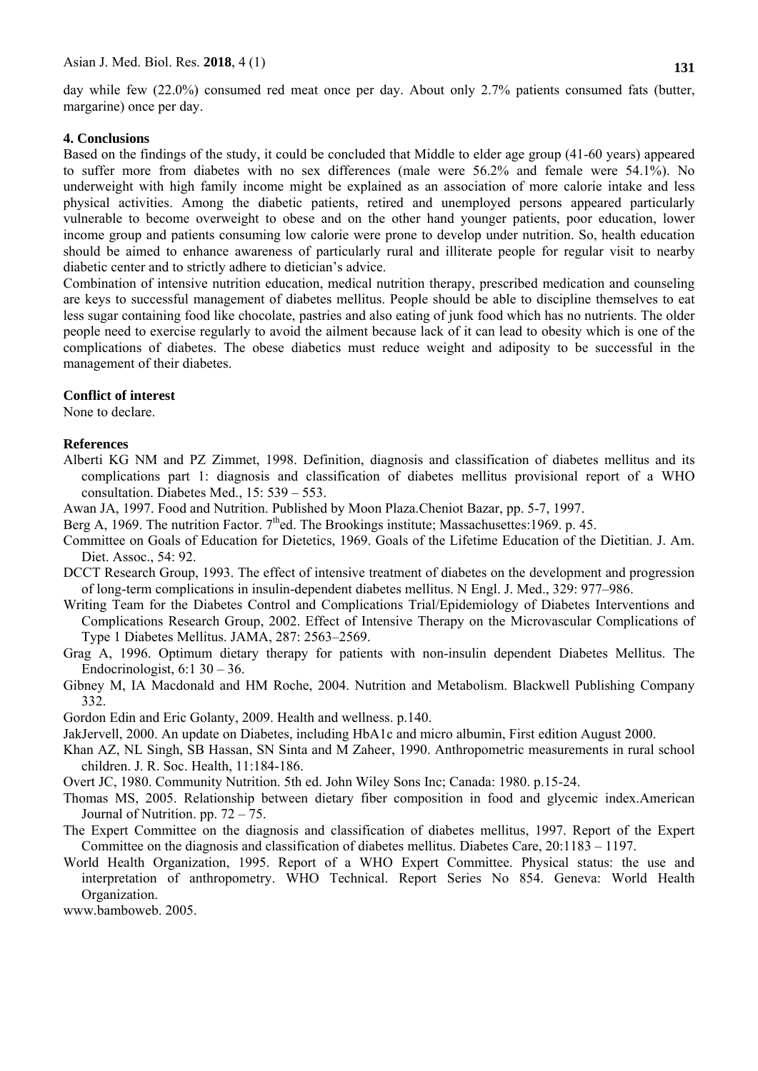day while few (22.0%) consumed red meat once per day. About only 2.7% patients consumed fats (butter, margarine) once per day.

## 4. Conclusions

Based on the findings of the study, it could be concluded that Middle to elder age group (41-60 years) appeared to suffer more from diabetes with no sex differences (male were 56.2% and female were 54.1%). No underweight with high family income might be explained as an association of more calorie intake and less physical activities. Among the diabetic patients, retired and unemployed persons appeared particularly vulnerable to become overweight to obese and on the other hand younger patients, poor education, lower income group and patients consuming low calorie were prone to develop under nutrition. So, health education should be aimed to enhance awareness of particularly rural and illiterate people for regular visit to nearby diabetic center and to strictly adhere to dietician's advice.

Combination of intensive nutrition education, medical nutrition therapy, prescribed medication and counseling are keys to successful management of diabetes mellitus. People should be able to discipline themselves to eat less sugar containing food like chocolate, pastries and also eating of junk food which has no nutrients. The older people need to exercise regularly to avoid the ailment because lack of it can lead to obesity which is one of the complications of diabetes. The obese diabetics must reduce weight and adiposity to be successful in the management of their diabetes.

## Conflict of interest

None to declare.

## References

Alberti KG NM and PZ Zimmet, 1998. Definition, diagnosis and classification of diabetes mellitus and its complications part 1: diagnosis and classification of diabetes mellitus provisional report of a WHO consultation. Diabetes Med., 15: 539 – 553.

Awan JA, 1997. Food and Nutrition. Published by Moon Plaza.Cheniot Bazar, pp. 5-7, 1997.

Berg A, 1969. The nutrition Factor. 7thed. The Brookings institute; Massachusettes:1969. p. 45.

Committee on Goals of Education for Dietetics, 1969. Goals of the Lifetime Education of the Dietitian. J. Am. Diet. Assoc., 54: 92.

DCCT Research Group, 1993. The effect of intensive treatment of diabetes on the development and progression of long-term complications in insulin-dependent diabetes mellitus. N Engl. J. Med., 329: 977–986.

Writing Team for the Diabetes Control and Complications Trial/Epidemiology of Diabetes Interventions and Complications Research Group, 2002. Effect of Intensive Therapy on the Microvascular Complications of Type 1 Diabetes Mellitus. JAMA, 287: 2563–2569.

Grag A, 1996. Optimum dietary therapy for patients with non-insulin dependent Diabetes Mellitus. The Endocrinologist, 6:1 30 – 36.

Gibney M, IA Macdonald and HM Roche, 2004. Nutrition and Metabolism. Blackwell Publishing Company 332.

Gordon Edin and Eric Golanty, 2009. Health and wellness. p.140.

JakJervell, 2000. An update on Diabetes, including HbA1c and micro albumin, First edition August 2000.

Khan AZ, NL Singh, SB Hassan, SN Sinta and M Zaheer, 1990. Anthropometric measurements in rural school children. J. R. Soc. Health, 11:184-186.

Overt JC, 1980. Community Nutrition. 5th ed. John Wiley Sons Inc; Canada: 1980. p.15-24.

Thomas MS, 2005. Relationship between dietary fiber composition in food and glycemic index.American Journal of Nutrition. pp. 72 – 75.

The Expert Committee on the diagnosis and classification of diabetes mellitus, 1997. Report of the Expert Committee on the diagnosis and classification of diabetes mellitus. Diabetes Care, 20:1183 – 1197.

World Health Organization, 1995. Report of a WHO Expert Committee. Physical status: the use and interpretation of anthropometry. WHO Technical. Report Series No 854. Geneva: World Health Organization.

www.bamboweb. 2005.